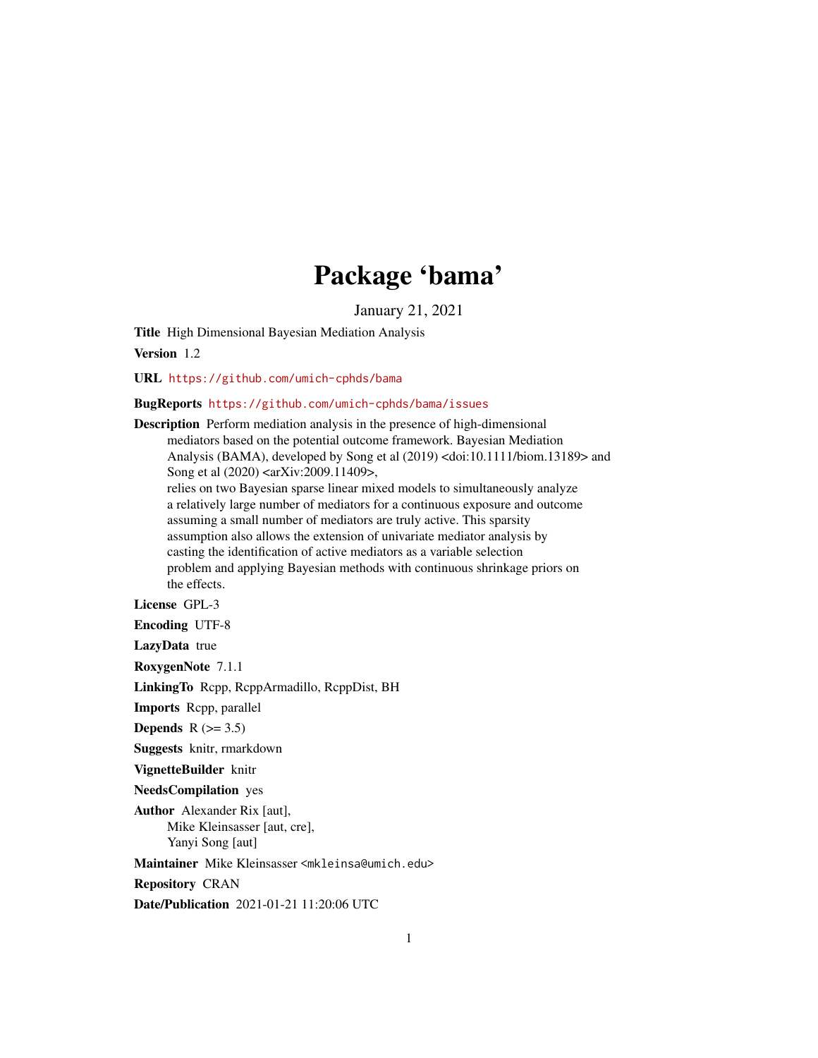# Package 'bama'

January 21, 2021

**Title** High Dimensional Bayesian Mediation Analysis

**Version** 1.2

**URL** https://github.com/umich-cphds/bama

**BugReports** https://github.com/umich-cphds/bama/issues

**Description** Perform mediation analysis in the presence of high-dimensional mediators based on the potential outcome framework. Bayesian Mediation Analysis (BAMA), developed by Song et al (2019) <doi:10.1111/biom.13189> and Song et al (2020) <arXiv:2009.11409>, relies on two Bayesian sparse linear mixed models to simultaneously analyze a relatively large number of mediators for a continuous exposure and outcome assuming a small number of mediators are truly active. This sparsity assumption also allows the extension of univariate mediator analysis by casting the identification of active mediators as a variable selection problem and applying Bayesian methods with continuous shrinkage priors on the effects.

**License** GPL-3

**Encoding** UTF-8

**LazyData** true

**RoxygenNote** 7.1.1

**LinkingTo** Rcpp, RcppArmadillo, RcppDist, BH

**Imports** Rcpp, parallel

**Depends** R (>= 3.5)

**Suggests** knitr, rmarkdown

**VignetteBuilder** knitr

**NeedsCompilation** yes

**Author** Alexander Rix [aut], Mike Kleinsasser [aut, cre], Yanyi Song [aut]

**Maintainer** Mike Kleinsasser <mkleinsa@umich.edu>

**Repository** CRAN

**Date/Publication** 2021-01-21 11:20:06 UTC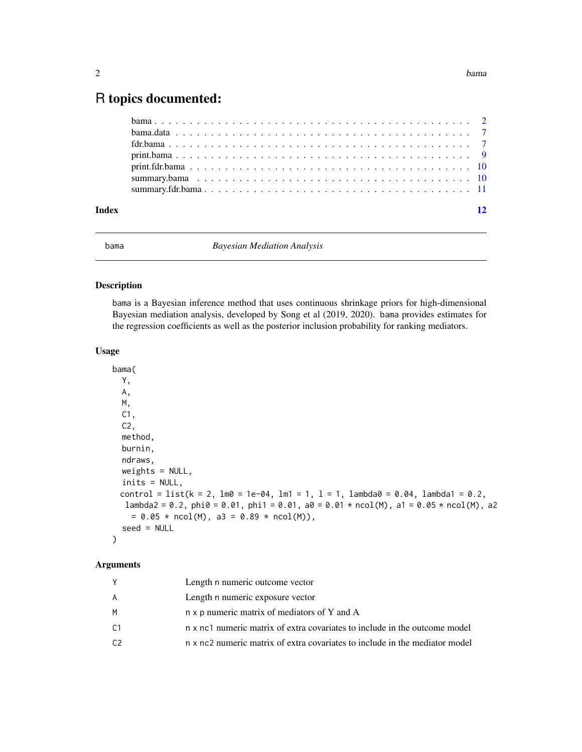# R topics documented:

- bama . . . . . . . . . . . . . . . . . . . . . . . . . . . . . . . . . . . . . . . . . . . 2
- bama.data . . . . . . . . . . . . . . . . . . . . . . . . . . . . . . . . . . . . . . . . . 7
- fdr.bama . . . . . . . . . . . . . . . . . . . . . . . . . . . . . . . . . . . . . . . . . . 7
- print.bama . . . . . . . . . . . . . . . . . . . . . . . . . . . . . . . . . . . . . . . . . 9
- print.fdr.bama . . . . . . . . . . . . . . . . . . . . . . . . . . . . . . . . . . . . . . . 10
- summary.bama . . . . . . . . . . . . . . . . . . . . . . . . . . . . . . . . . . . . . . . 10
- summary.fdr.bama . . . . . . . . . . . . . . . . . . . . . . . . . . . . . . . . . . . . . 11

**Index** **12**

---

bama *Bayesian Mediation Analysis*

---

### Description

bama is a Bayesian inference method that uses continuous shrinkage priors for high-dimensional Bayesian mediation analysis, developed by Song et al (2019, 2020). bama provides estimates for the regression coefficients as well as the posterior inclusion probability for ranking mediators.

### Usage

```
bama(
  Y,
  A,
  M,
  C1,
  C2,
  method,
  burnin,
  ndraws,
  weights = NULL,
  inits = NULL,
  control = list(k = 2, lm0 = 1e-04, lm1 = 1, l = 1, lambda0 = 0.04, lambda1 = 0.2,
    lambda2 = 0.2, phi0 = 0.01, phi1 = 0.01, a0 = 0.01 * ncol(M), a1 = 0.05 * ncol(M), a2
      = 0.05 * ncol(M), a3 = 0.89 * ncol(M)),
  seed = NULL
)
```

### Arguments

| | |
|---|---|
| Y | Length n numeric outcome vector |
| A | Length n numeric exposure vector |
| M | n x p numeric matrix of mediators of Y and A |
| C1 | n x nc1 numeric matrix of extra covariates to include in the outcome model |
| C2 | n x nc2 numeric matrix of extra covariates to include in the mediator model |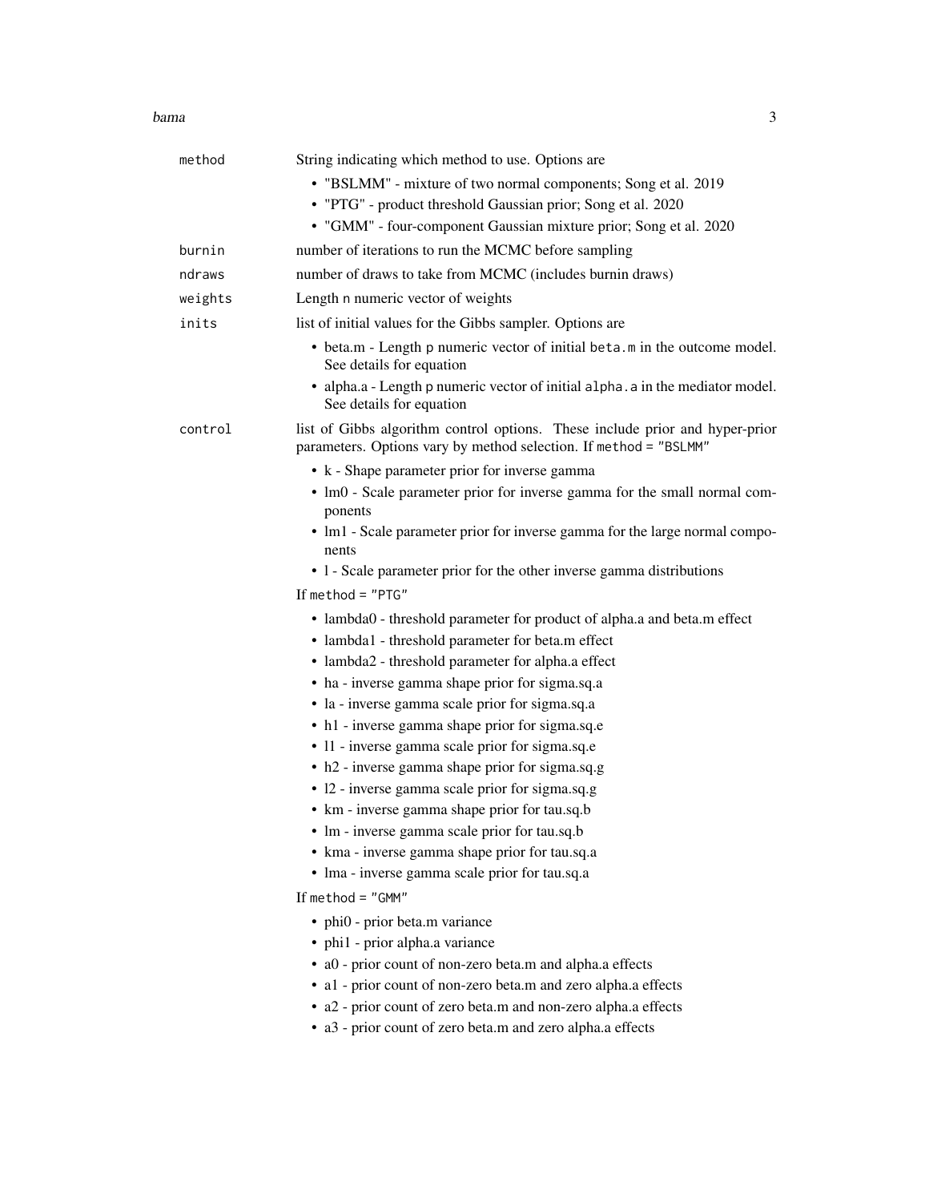| | |
|---|---|
| `method` | String indicating which method to use. Options are <br>• "BSLMM" - mixture of two normal components; Song et al. 2019 <br>• "PTG" - product threshold Gaussian prior; Song et al. 2020 <br>• "GMM" - four-component Gaussian mixture prior; Song et al. 2020 |
| `burnin` | number of iterations to run the MCMC before sampling |
| `ndraws` | number of draws to take from MCMC (includes burnin draws) |
| `weights` | Length `n` numeric vector of weights |
| `inits` | list of initial values for the Gibbs sampler. Options are <br>• beta.m - Length `p` numeric vector of initial `beta.m` in the outcome model. See details for equation <br>• alpha.a - Length `p` numeric vector of initial `alpha.a` in the mediator model. See details for equation |
| `control` | list of Gibbs algorithm control options. These include prior and hyper-prior parameters. Options vary by method selection. If `method = "BSLMM"` <br>• k - Shape parameter prior for inverse gamma <br>• lm0 - Scale parameter prior for inverse gamma for the small normal components <br>• lm1 - Scale parameter prior for inverse gamma for the large normal components <br>• l - Scale parameter prior for the other inverse gamma distributions <br><br>If `method = "PTG"` <br>• lambda0 - threshold parameter for product of alpha.a and beta.m effect <br>• lambda1 - threshold parameter for beta.m effect <br>• lambda2 - threshold parameter for alpha.a effect <br>• ha - inverse gamma shape prior for sigma.sq.a <br>• la - inverse gamma scale prior for sigma.sq.a <br>• h1 - inverse gamma shape prior for sigma.sq.e <br>• l1 - inverse gamma scale prior for sigma.sq.e <br>• h2 - inverse gamma shape prior for sigma.sq.g <br>• l2 - inverse gamma scale prior for sigma.sq.g <br>• km - inverse gamma shape prior for tau.sq.b <br>• lm - inverse gamma scale prior for tau.sq.b <br>• kma - inverse gamma shape prior for tau.sq.a <br>• lma - inverse gamma scale prior for tau.sq.a <br><br>If `method = "GMM"` <br>• phi0 - prior beta.m variance <br>• phi1 - prior alpha.a variance <br>• a0 - prior count of non-zero beta.m and alpha.a effects <br>• a1 - prior count of non-zero beta.m and zero alpha.a effects <br>• a2 - prior count of zero beta.m and non-zero alpha.a effects <br>• a3 - prior count of zero beta.m and zero alpha.a effects |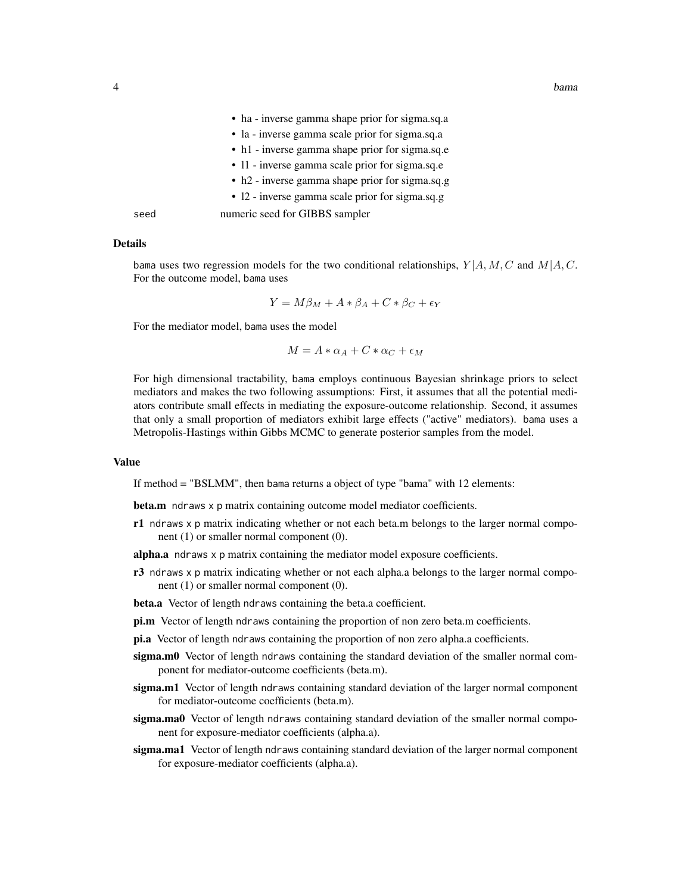- ha - inverse gamma shape prior for sigma.sq.a
- la - inverse gamma scale prior for sigma.sq.a
- h1 - inverse gamma shape prior for sigma.sq.e
- l1 - inverse gamma scale prior for sigma.sq.e
- h2 - inverse gamma shape prior for sigma.sq.g
- l2 - inverse gamma scale prior for sigma.sq.g

seed numeric seed for GIBBS sampler

## Details

bama uses two regression models for the two conditional relationships, $Y|A, M, C$ and $M|A, C$. For the outcome model, bama uses

$$Y = M\beta_M + A * \beta_A + C * \beta_C + \epsilon_Y$$

For the mediator model, bama uses the model

$$M = A * \alpha_A + C * \alpha_C + \epsilon_M$$

For high dimensional tractability, bama employs continuous Bayesian shrinkage priors to select mediators and makes the two following assumptions: First, it assumes that all the potential mediators contribute small effects in mediating the exposure-outcome relationship. Second, it assumes that only a small proportion of mediators exhibit large effects ("active" mediators). bama uses a Metropolis-Hastings within Gibbs MCMC to generate posterior samples from the model.

## Value

If method = "BSLMM", then bama returns a object of type "bama" with 12 elements:

**beta.m** ndraws x p matrix containing outcome model mediator coefficients.

**r1** ndraws x p matrix indicating whether or not each beta.m belongs to the larger normal component (1) or smaller normal component (0).

**alpha.a** ndraws x p matrix containing the mediator model exposure coefficients.

**r3** ndraws x p matrix indicating whether or not each alpha.a belongs to the larger normal component (1) or smaller normal component (0).

**beta.a** Vector of length ndraws containing the beta.a coefficient.

**pi.m** Vector of length ndraws containing the proportion of non zero beta.m coefficients.

**pi.a** Vector of length ndraws containing the proportion of non zero alpha.a coefficients.

**sigma.m0** Vector of length ndraws containing the standard deviation of the smaller normal component for mediator-outcome coefficients (beta.m).

**sigma.m1** Vector of length ndraws containing standard deviation of the larger normal component for mediator-outcome coefficients (beta.m).

**sigma.ma0** Vector of length ndraws containing standard deviation of the smaller normal component for exposure-mediator coefficients (alpha.a).

**sigma.ma1** Vector of length ndraws containing standard deviation of the larger normal component for exposure-mediator coefficients (alpha.a).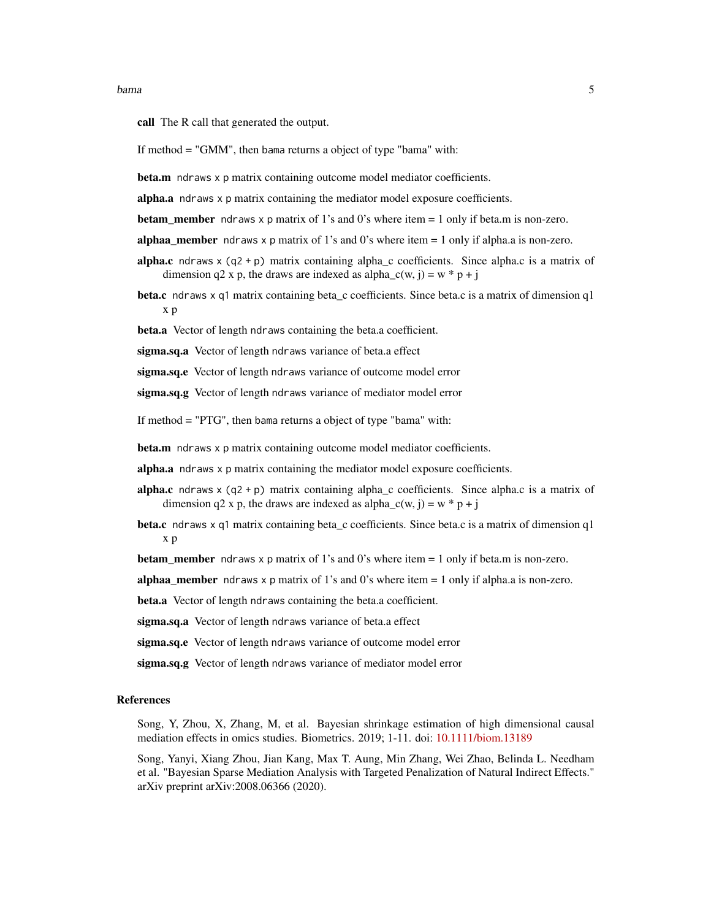**call** The R call that generated the output.

If method = "GMM", then bama returns a object of type "bama" with:

**beta.m** ndraws x p matrix containing outcome model mediator coefficients.

**alpha.a** ndraws x p matrix containing the mediator model exposure coefficients.

**betam_member** ndraws x p matrix of 1's and 0's where item = 1 only if beta.m is non-zero.

**alphaa_member** ndraws x p matrix of 1's and 0's where item = 1 only if alpha.a is non-zero.

**alpha.c** ndraws x (q2 + p) matrix containing alpha_c coefficients. Since alpha.c is a matrix of dimension q2 x p, the draws are indexed as alpha_c(w, j) = w * p + j

**beta.c** ndraws x q1 matrix containing beta_c coefficients. Since beta.c is a matrix of dimension q1 x p

**beta.a** Vector of length ndraws containing the beta.a coefficient.

**sigma.sq.a** Vector of length ndraws variance of beta.a effect

**sigma.sq.e** Vector of length ndraws variance of outcome model error

**sigma.sq.g** Vector of length ndraws variance of mediator model error

If method = "PTG", then bama returns a object of type "bama" with:

**beta.m** ndraws x p matrix containing outcome model mediator coefficients.

**alpha.a** ndraws x p matrix containing the mediator model exposure coefficients.

**alpha.c** ndraws x (q2 + p) matrix containing alpha_c coefficients. Since alpha.c is a matrix of dimension q2 x p, the draws are indexed as alpha_c(w, j) = w * p + j

**beta.c** ndraws x q1 matrix containing beta_c coefficients. Since beta.c is a matrix of dimension q1 x p

**betam_member** ndraws x p matrix of 1's and 0's where item = 1 only if beta.m is non-zero.

**alphaa_member** ndraws x p matrix of 1's and 0's where item = 1 only if alpha.a is non-zero.

**beta.a** Vector of length ndraws containing the beta.a coefficient.

**sigma.sq.a** Vector of length ndraws variance of beta.a effect

**sigma.sq.e** Vector of length ndraws variance of outcome model error

**sigma.sq.g** Vector of length ndraws variance of mediator model error

## References

Song, Y, Zhou, X, Zhang, M, et al. Bayesian shrinkage estimation of high dimensional causal mediation effects in omics studies. Biometrics. 2019; 1-11. doi: 10.1111/biom.13189

Song, Yanyi, Xiang Zhou, Jian Kang, Max T. Aung, Min Zhang, Wei Zhao, Belinda L. Needham et al. "Bayesian Sparse Mediation Analysis with Targeted Penalization of Natural Indirect Effects." arXiv preprint arXiv:2008.06366 (2020).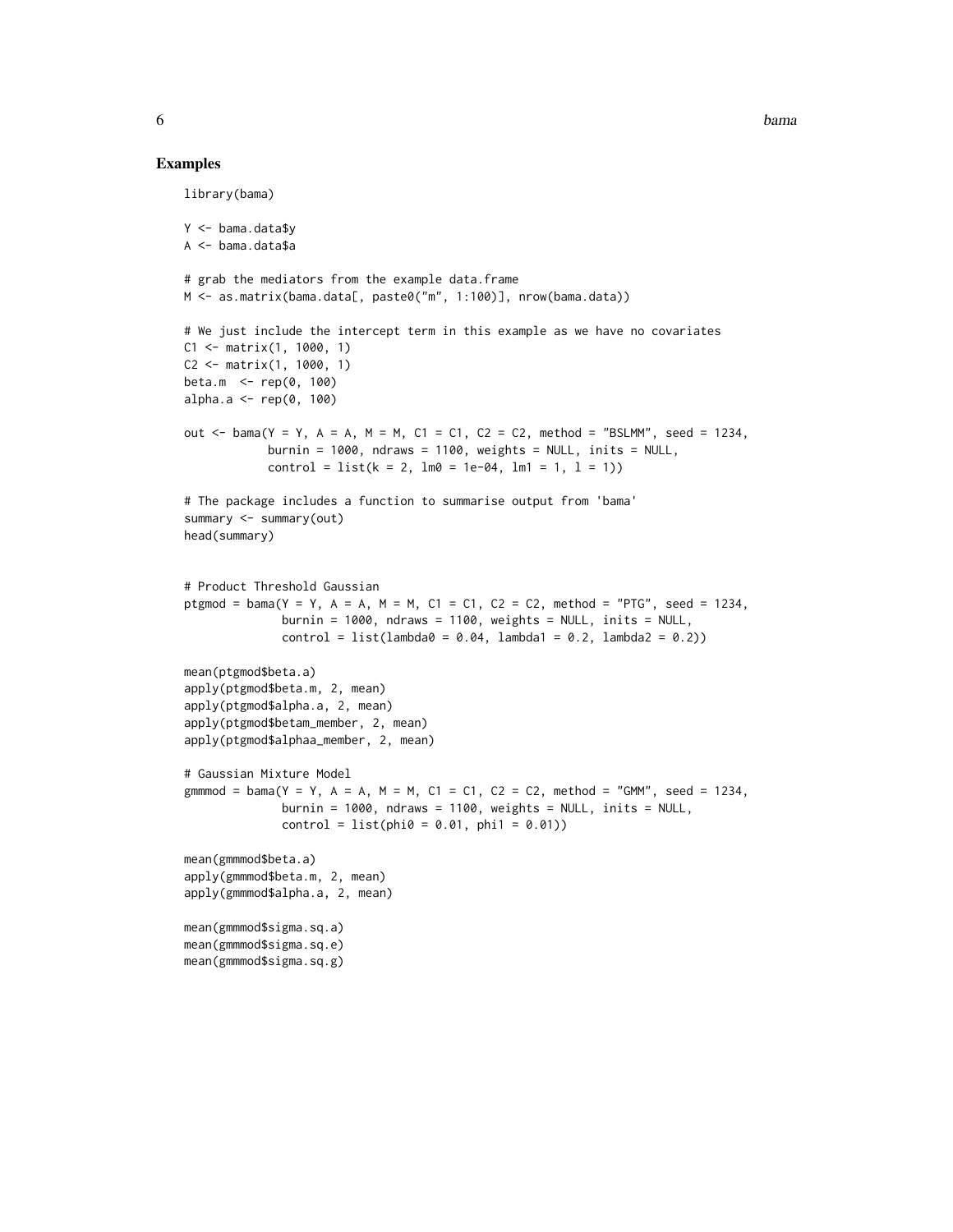## Examples

```
library(bama)

Y <- bama.data$y
A <- bama.data$a

# grab the mediators from the example data.frame
M <- as.matrix(bama.data[, paste0("m", 1:100)], nrow(bama.data))

# We just include the intercept term in this example as we have no covariates
C1 <- matrix(1, 1000, 1)
C2 <- matrix(1, 1000, 1)
beta.m  <- rep(0, 100)
alpha.a <- rep(0, 100)

out <- bama(Y = Y, A = A, M = M, C1 = C1, C2 = C2, method = "BSLMM", seed = 1234,
            burnin = 1000, ndraws = 1100, weights = NULL, inits = NULL,
            control = list(k = 2, lm0 = 1e-04, lm1 = 1, l = 1))

# The package includes a function to summarise output from 'bama'
summary <- summary(out)
head(summary)


# Product Threshold Gaussian
ptgmod = bama(Y = Y, A = A, M = M, C1 = C1, C2 = C2, method = "PTG", seed = 1234,
              burnin = 1000, ndraws = 1100, weights = NULL, inits = NULL,
              control = list(lambda0 = 0.04, lambda1 = 0.2, lambda2 = 0.2))

mean(ptgmod$beta.a)
apply(ptgmod$beta.m, 2, mean)
apply(ptgmod$alpha.a, 2, mean)
apply(ptgmod$betam_member, 2, mean)
apply(ptgmod$alphaa_member, 2, mean)

# Gaussian Mixture Model
gmmmod = bama(Y = Y, A = A, M = M, C1 = C1, C2 = C2, method = "GMM", seed = 1234,
              burnin = 1000, ndraws = 1100, weights = NULL, inits = NULL,
              control = list(phi0 = 0.01, phi1 = 0.01))

mean(gmmmod$beta.a)
apply(gmmmod$beta.m, 2, mean)
apply(gmmmod$alpha.a, 2, mean)

mean(gmmmod$sigma.sq.a)
mean(gmmmod$sigma.sq.e)
mean(gmmmod$sigma.sq.g)
```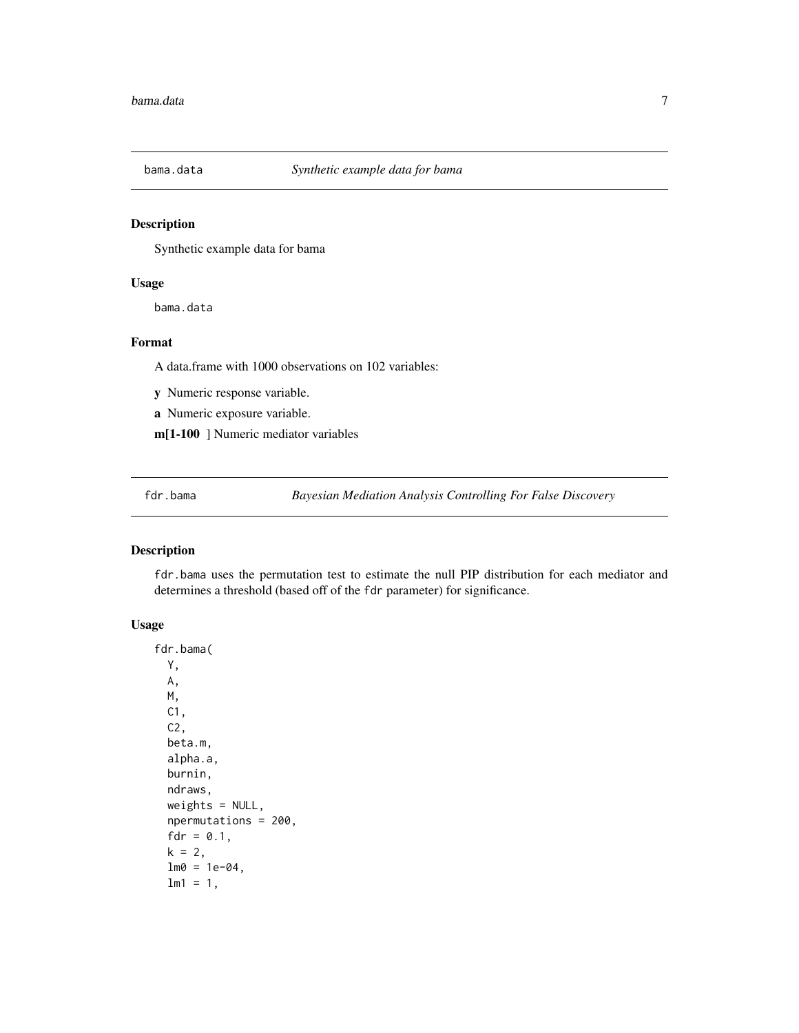## bama.data *Synthetic example data for bama*

### Description

Synthetic example data for bama

### Usage

```
bama.data
```

### Format

A data.frame with 1000 observations on 102 variables:

**y** Numeric response variable.

**a** Numeric exposure variable.

**m[1-100** ] Numeric mediator variables

## fdr.bama *Bayesian Mediation Analysis Controlling For False Discovery*

### Description

`fdr.bama` uses the permutation test to estimate the null PIP distribution for each mediator and determines a threshold (based off of the `fdr` parameter) for significance.

### Usage

```
fdr.bama(
  Y,
  A,
  M,
  C1,
  C2,
  beta.m,
  alpha.a,
  burnin,
  ndraws,
  weights = NULL,
  npermutations = 200,
  fdr = 0.1,
  k = 2,
  lm0 = 1e-04,
  lm1 = 1,
```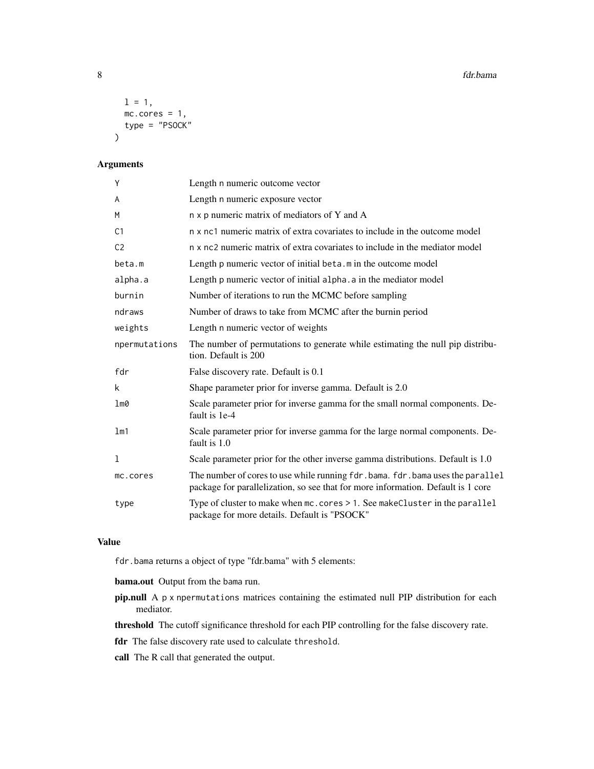```
  l = 1,
  mc.cores = 1,
  type = "PSOCK"
)
```

## Arguments

| Argument | Description |
|---|---|
| Y | Length n numeric outcome vector |
| A | Length n numeric exposure vector |
| M | n x p numeric matrix of mediators of Y and A |
| C1 | n x nc1 numeric matrix of extra covariates to include in the outcome model |
| C2 | n x nc2 numeric matrix of extra covariates to include in the mediator model |
| beta.m | Length p numeric vector of initial beta.m in the outcome model |
| alpha.a | Length p numeric vector of initial alpha.a in the mediator model |
| burnin | Number of iterations to run the MCMC before sampling |
| ndraws | Number of draws to take from MCMC after the burnin period |
| weights | Length n numeric vector of weights |
| npermutations | The number of permutations to generate while estimating the null pip distribution. Default is 200 |
| fdr | False discovery rate. Default is 0.1 |
| k | Shape parameter prior for inverse gamma. Default is 2.0 |
| lm0 | Scale parameter prior for inverse gamma for the small normal components. Default is 1e-4 |
| lm1 | Scale parameter prior for inverse gamma for the large normal components. Default is 1.0 |
| l | Scale parameter prior for the other inverse gamma distributions. Default is 1.0 |
| mc.cores | The number of cores to use while running fdr.bama. fdr.bama uses the parallel package for parallelization, so see that for more information. Default is 1 core |
| type | Type of cluster to make when mc.cores > 1. See makeCluster in the parallel package for more details. Default is "PSOCK" |

## Value

fdr.bama returns a object of type "fdr.bama" with 5 elements:

**bama.out** Output from the bama run.

**pip.null** A p x npermutations matrices containing the estimated null PIP distribution for each mediator.

**threshold** The cutoff significance threshold for each PIP controlling for the false discovery rate.

**fdr** The false discovery rate used to calculate threshold.

**call** The R call that generated the output.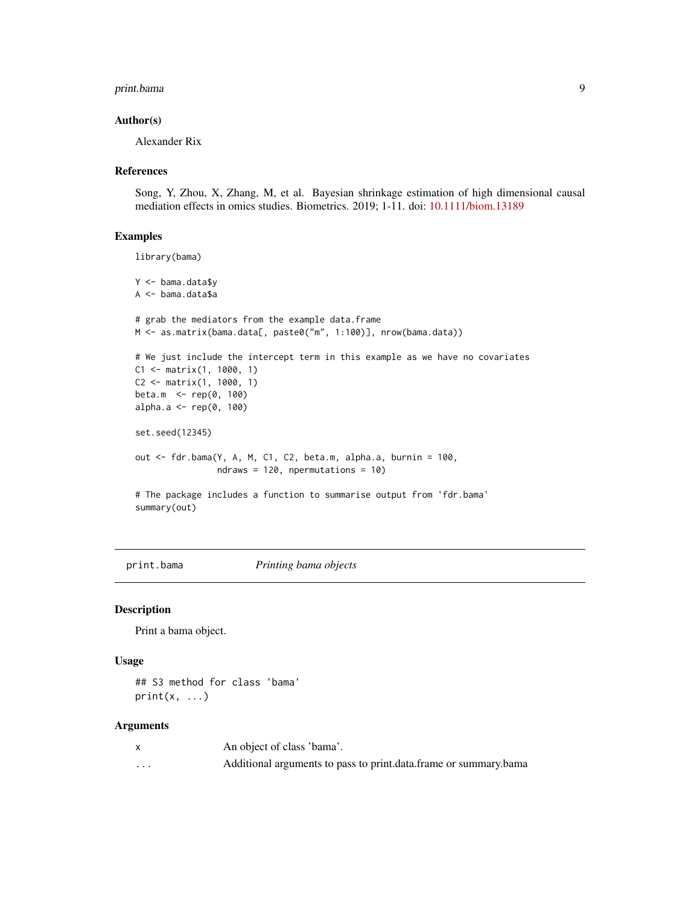### Author(s)

Alexander Rix

### References

Song, Y, Zhou, X, Zhang, M, et al. Bayesian shrinkage estimation of high dimensional causal mediation effects in omics studies. Biometrics. 2019; 1-11. doi: 10.1111/biom.13189

### Examples

```
library(bama)

Y <- bama.data$y
A <- bama.data$a

# grab the mediators from the example data.frame
M <- as.matrix(bama.data[, paste0("m", 1:100)], nrow(bama.data))

# We just include the intercept term in this example as we have no covariates
C1 <- matrix(1, 1000, 1)
C2 <- matrix(1, 1000, 1)
beta.m  <- rep(0, 100)
alpha.a <- rep(0, 100)

set.seed(12345)

out <- fdr.bama(Y, A, M, C1, C2, beta.m, alpha.a, burnin = 100,
                ndraws = 120, npermutations = 10)

# The package includes a function to summarise output from 'fdr.bama'
summary(out)
```

## print.bama — *Printing bama objects*

### Description

Print a bama object.

### Usage

```
## S3 method for class 'bama'
print(x, ...)
```

### Arguments

| | |
|---|---|
| x | An object of class 'bama'. |
| ... | Additional arguments to pass to print.data.frame or summary.bama |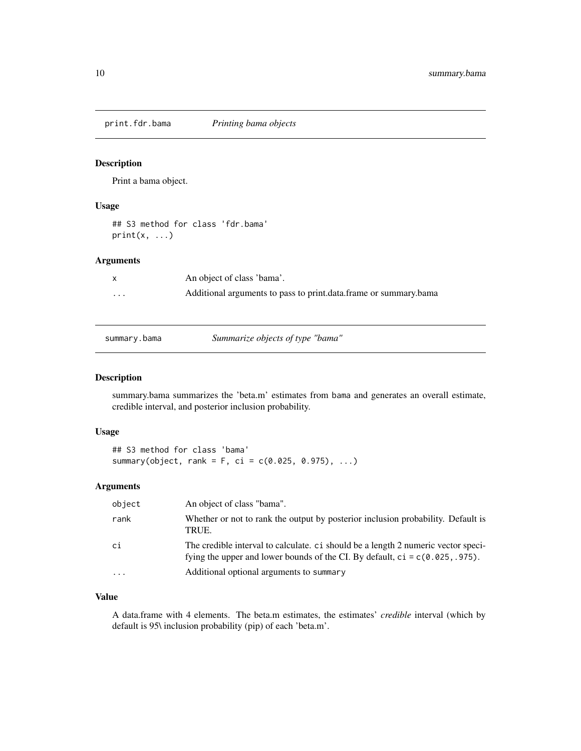## print.fdr.bama *Printing bama objects*

### Description

Print a bama object.

### Usage

```
## S3 method for class 'fdr.bama'
print(x, ...)
```

### Arguments

| | |
|---|---|
| x | An object of class 'bama'. |
| ... | Additional arguments to pass to print.data.frame or summary.bama |

## summary.bama *Summarize objects of type "bama"*

### Description

summary.bama summarizes the 'beta.m' estimates from bama and generates an overall estimate, credible interval, and posterior inclusion probability.

### Usage

```
## S3 method for class 'bama'
summary(object, rank = F, ci = c(0.025, 0.975), ...)
```

### Arguments

| | |
|---|---|
| object | An object of class "bama". |
| rank | Whether or not to rank the output by posterior inclusion probability. Default is TRUE. |
| ci | The credible interval to calculate. ci should be a length 2 numeric vector specifying the upper and lower bounds of the CI. By default, ci = c(0.025,.975). |
| ... | Additional optional arguments to summary |

### Value

A data.frame with 4 elements. The beta.m estimates, the estimates' *credible* interval (which by default is 95\ inclusion probability (pip) of each 'beta.m'.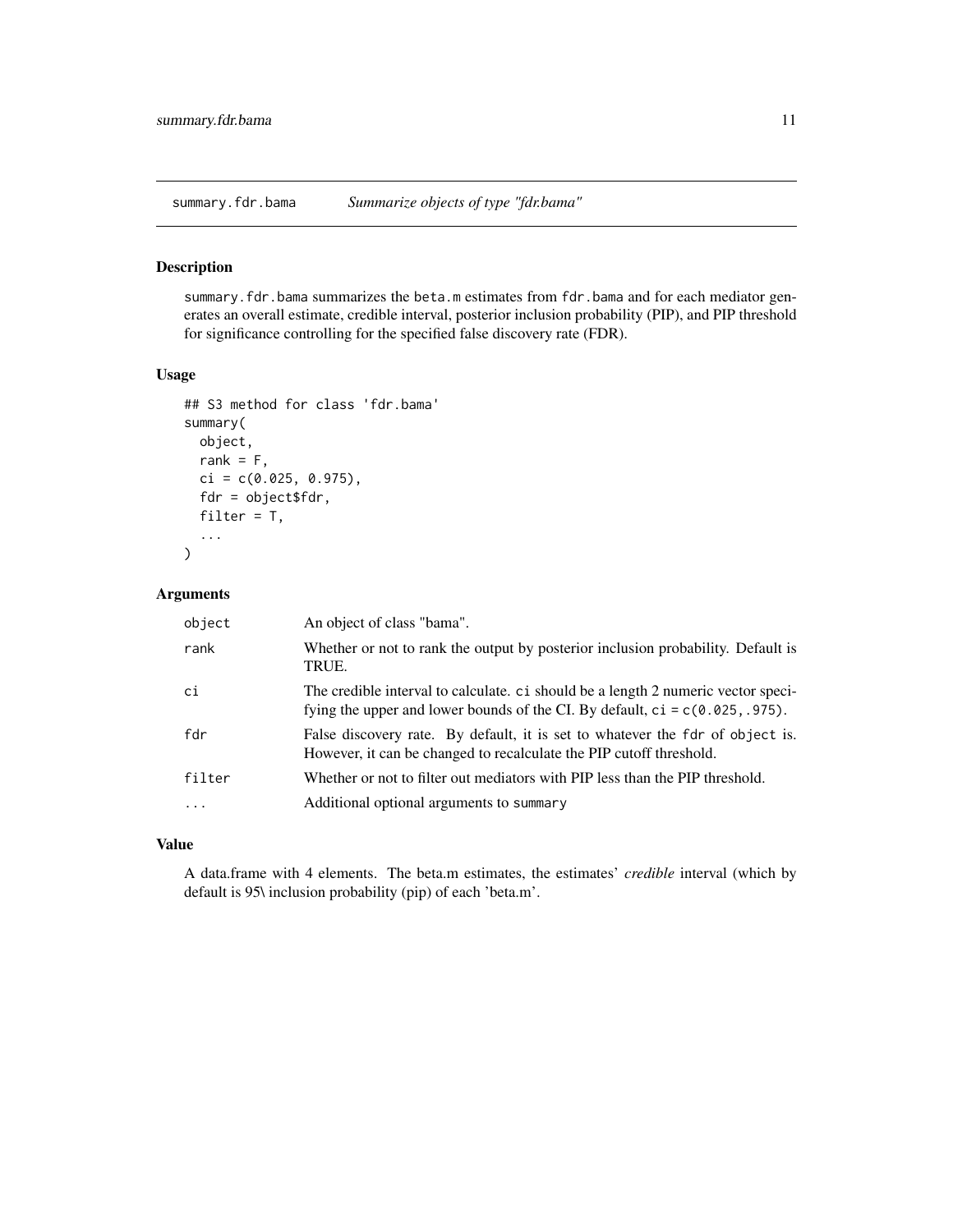## summary.fdr.bama *Summarize objects of type "fdr.bama"*

### Description

summary.fdr.bama summarizes the beta.m estimates from fdr.bama and for each mediator generates an overall estimate, credible interval, posterior inclusion probability (PIP), and PIP threshold for significance controlling for the specified false discovery rate (FDR).

### Usage

```
## S3 method for class 'fdr.bama'
summary(
  object,
  rank = F,
  ci = c(0.025, 0.975),
  fdr = object$fdr,
  filter = T,
  ...
)
```

### Arguments

| | |
|---|---|
| object | An object of class "bama". |
| rank | Whether or not to rank the output by posterior inclusion probability. Default is TRUE. |
| ci | The credible interval to calculate. ci should be a length 2 numeric vector specifying the upper and lower bounds of the CI. By default, ci = c(0.025,.975). |
| fdr | False discovery rate. By default, it is set to whatever the fdr of object is. However, it can be changed to recalculate the PIP cutoff threshold. |
| filter | Whether or not to filter out mediators with PIP less than the PIP threshold. |
| ... | Additional optional arguments to summary |

### Value

A data.frame with 4 elements. The beta.m estimates, the estimates' *credible* interval (which by default is 95\ inclusion probability (pip) of each 'beta.m'.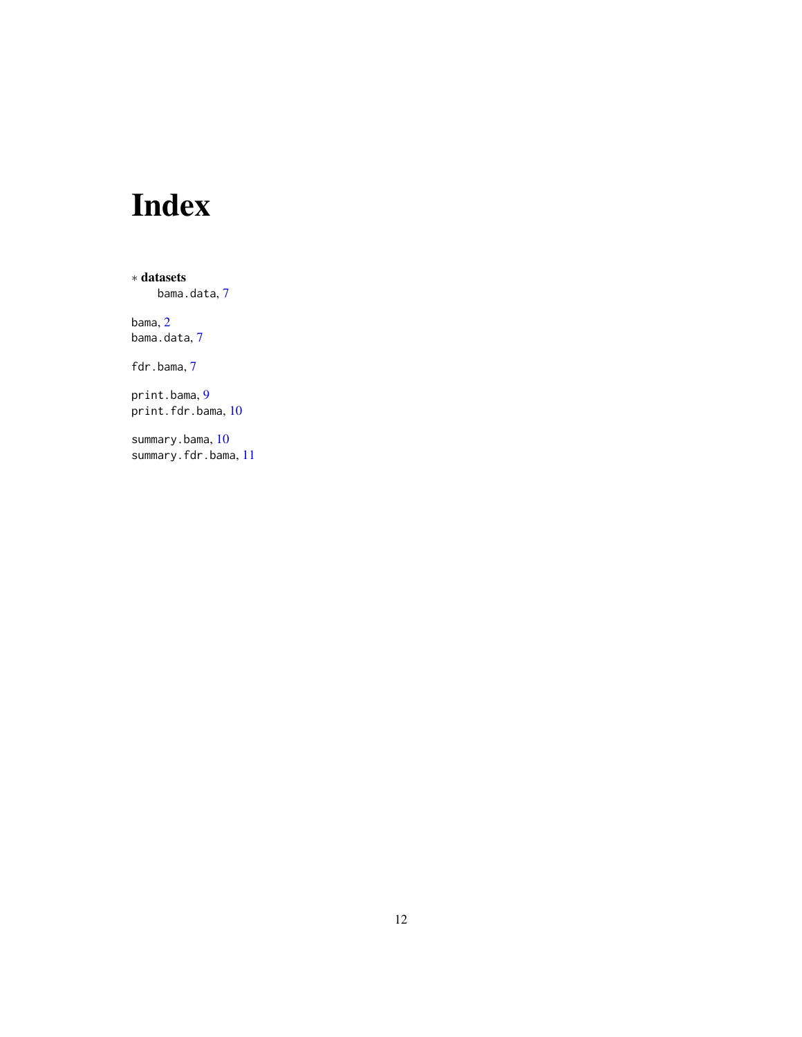# Index

∗ **datasets**
    bama.data, 7

bama, 2
bama.data, 7

fdr.bama, 7

print.bama, 9
print.fdr.bama, 10

summary.bama, 10
summary.fdr.bama, 11